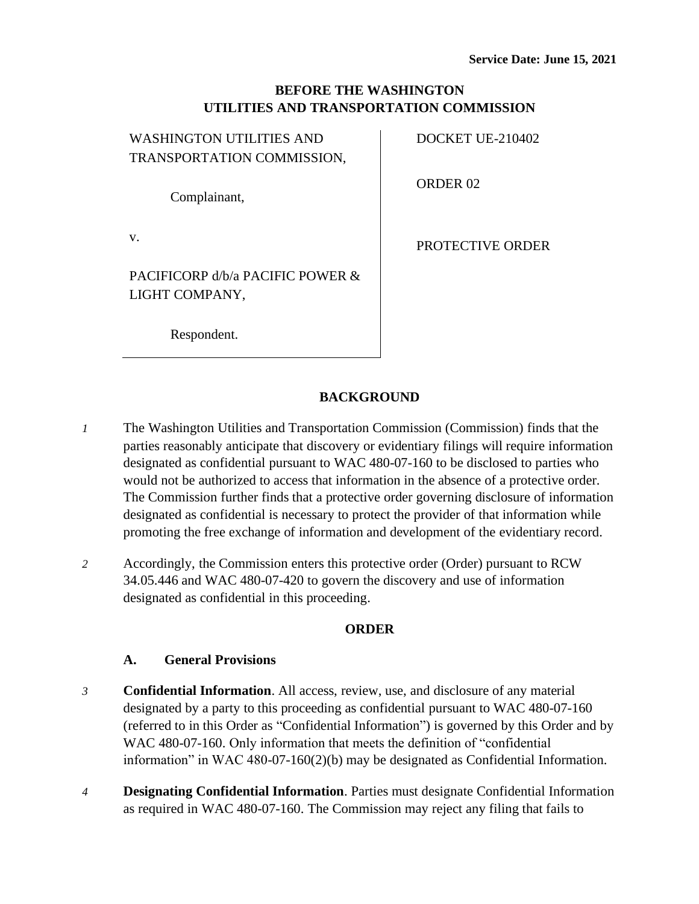**Service Date: June 15, 2021**

**BEFORE THE WASHINGTON UTILITIES AND TRANSPORTATION COMMISSION**

| | |
|---|---|
| WASHINGTON UTILITIES AND TRANSPORTATION COMMISSION,<br><br>Complainant,<br><br>v.<br><br>PACIFICORP d/b/a PACIFIC POWER & LIGHT COMPANY,<br><br>Respondent. | DOCKET UE-210402<br><br>ORDER 02<br><br>PROTECTIVE ORDER |

## BACKGROUND

*1* The Washington Utilities and Transportation Commission (Commission) finds that the parties reasonably anticipate that discovery or evidentiary filings will require information designated as confidential pursuant to WAC 480-07-160 to be disclosed to parties who would not be authorized to access that information in the absence of a protective order. The Commission further finds that a protective order governing disclosure of information designated as confidential is necessary to protect the provider of that information while promoting the free exchange of information and development of the evidentiary record.

*2* Accordingly, the Commission enters this protective order (Order) pursuant to RCW 34.05.446 and WAC 480-07-420 to govern the discovery and use of information designated as confidential in this proceeding.

## ORDER

### A. General Provisions

*3* **Confidential Information**. All access, review, use, and disclosure of any material designated by a party to this proceeding as confidential pursuant to WAC 480-07-160 (referred to in this Order as "Confidential Information") is governed by this Order and by WAC 480-07-160. Only information that meets the definition of "confidential information" in WAC 480-07-160(2)(b) may be designated as Confidential Information.

*4* **Designating Confidential Information**. Parties must designate Confidential Information as required in WAC 480-07-160. The Commission may reject any filing that fails to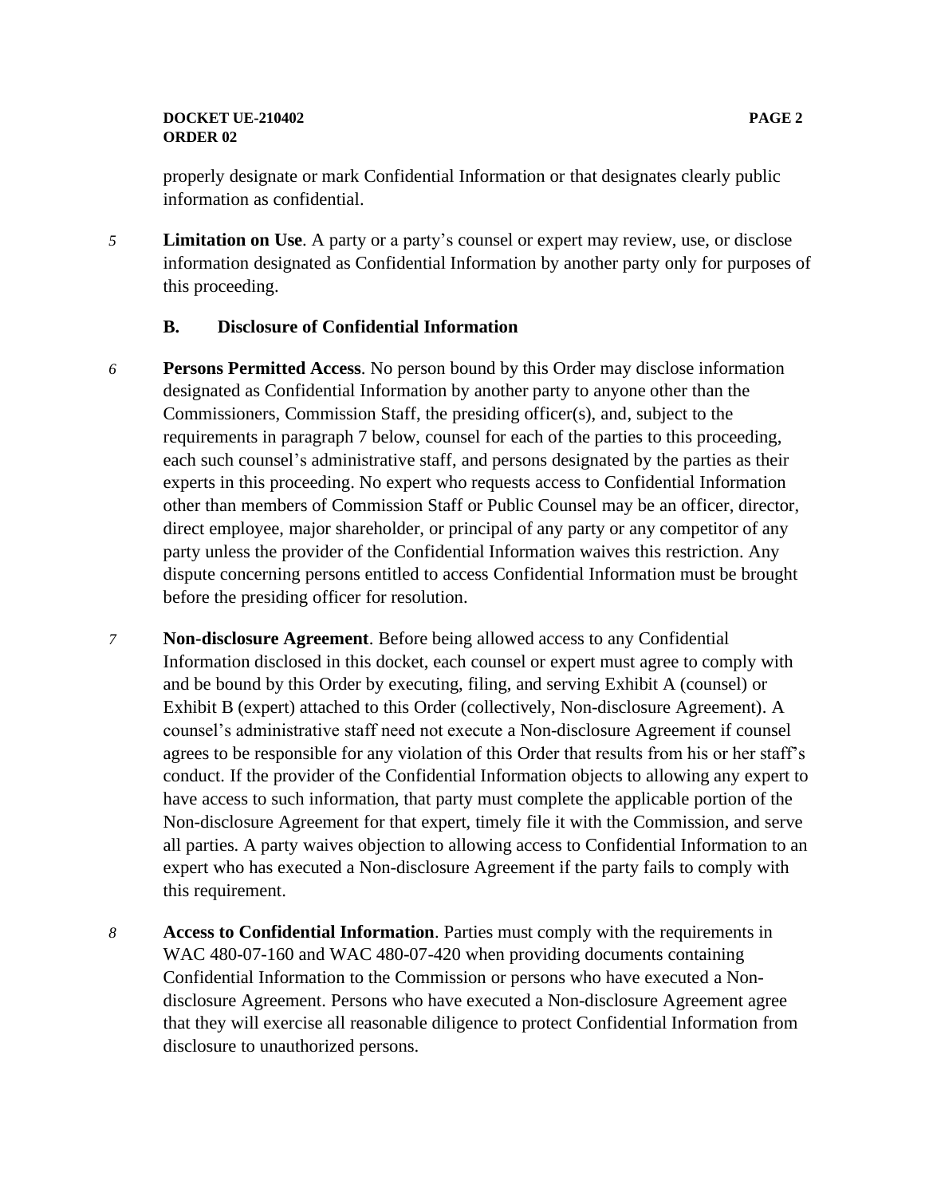properly designate or mark Confidential Information or that designates clearly public information as confidential.

5 **Limitation on Use**. A party or a party's counsel or expert may review, use, or disclose information designated as Confidential Information by another party only for purposes of this proceeding.

### B. Disclosure of Confidential Information

6 **Persons Permitted Access**. No person bound by this Order may disclose information designated as Confidential Information by another party to anyone other than the Commissioners, Commission Staff, the presiding officer(s), and, subject to the requirements in paragraph 7 below, counsel for each of the parties to this proceeding, each such counsel's administrative staff, and persons designated by the parties as their experts in this proceeding. No expert who requests access to Confidential Information other than members of Commission Staff or Public Counsel may be an officer, director, direct employee, major shareholder, or principal of any party or any competitor of any party unless the provider of the Confidential Information waives this restriction. Any dispute concerning persons entitled to access Confidential Information must be brought before the presiding officer for resolution.

7 **Non-disclosure Agreement**. Before being allowed access to any Confidential Information disclosed in this docket, each counsel or expert must agree to comply with and be bound by this Order by executing, filing, and serving Exhibit A (counsel) or Exhibit B (expert) attached to this Order (collectively, Non-disclosure Agreement). A counsel's administrative staff need not execute a Non-disclosure Agreement if counsel agrees to be responsible for any violation of this Order that results from his or her staff's conduct. If the provider of the Confidential Information objects to allowing any expert to have access to such information, that party must complete the applicable portion of the Non-disclosure Agreement for that expert, timely file it with the Commission, and serve all parties. A party waives objection to allowing access to Confidential Information to an expert who has executed a Non-disclosure Agreement if the party fails to comply with this requirement.

8 **Access to Confidential Information**. Parties must comply with the requirements in WAC 480-07-160 and WAC 480-07-420 when providing documents containing Confidential Information to the Commission or persons who have executed a Non-disclosure Agreement. Persons who have executed a Non-disclosure Agreement agree that they will exercise all reasonable diligence to protect Confidential Information from disclosure to unauthorized persons.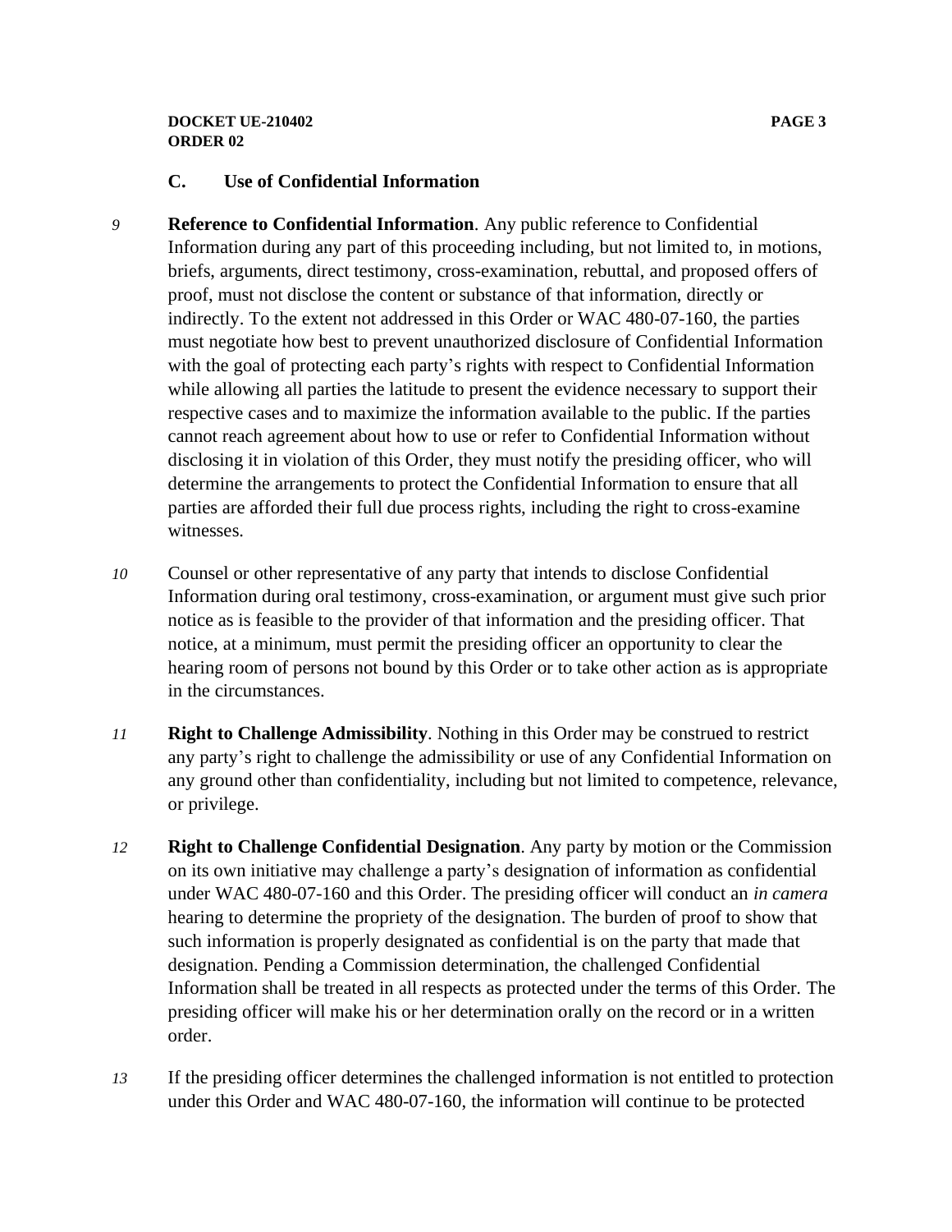### C. Use of Confidential Information

9 **Reference to Confidential Information**. Any public reference to Confidential Information during any part of this proceeding including, but not limited to, in motions, briefs, arguments, direct testimony, cross-examination, rebuttal, and proposed offers of proof, must not disclose the content or substance of that information, directly or indirectly. To the extent not addressed in this Order or WAC 480-07-160, the parties must negotiate how best to prevent unauthorized disclosure of Confidential Information with the goal of protecting each party's rights with respect to Confidential Information while allowing all parties the latitude to present the evidence necessary to support their respective cases and to maximize the information available to the public. If the parties cannot reach agreement about how to use or refer to Confidential Information without disclosing it in violation of this Order, they must notify the presiding officer, who will determine the arrangements to protect the Confidential Information to ensure that all parties are afforded their full due process rights, including the right to cross-examine witnesses.

10 Counsel or other representative of any party that intends to disclose Confidential Information during oral testimony, cross-examination, or argument must give such prior notice as is feasible to the provider of that information and the presiding officer. That notice, at a minimum, must permit the presiding officer an opportunity to clear the hearing room of persons not bound by this Order or to take other action as is appropriate in the circumstances.

11 **Right to Challenge Admissibility**. Nothing in this Order may be construed to restrict any party's right to challenge the admissibility or use of any Confidential Information on any ground other than confidentiality, including but not limited to competence, relevance, or privilege.

12 **Right to Challenge Confidential Designation**. Any party by motion or the Commission on its own initiative may challenge a party's designation of information as confidential under WAC 480-07-160 and this Order. The presiding officer will conduct an *in camera* hearing to determine the propriety of the designation. The burden of proof to show that such information is properly designated as confidential is on the party that made that designation. Pending a Commission determination, the challenged Confidential Information shall be treated in all respects as protected under the terms of this Order. The presiding officer will make his or her determination orally on the record or in a written order.

13 If the presiding officer determines the challenged information is not entitled to protection under this Order and WAC 480-07-160, the information will continue to be protected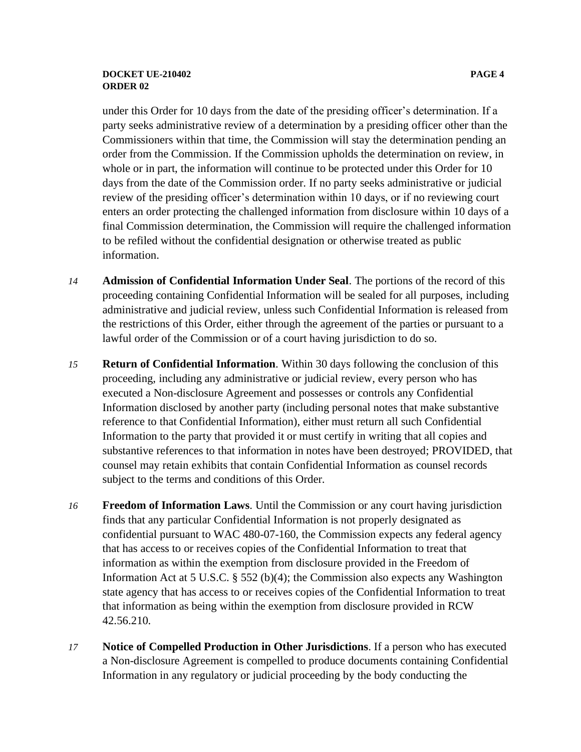under this Order for 10 days from the date of the presiding officer's determination. If a party seeks administrative review of a determination by a presiding officer other than the Commissioners within that time, the Commission will stay the determination pending an order from the Commission. If the Commission upholds the determination on review, in whole or in part, the information will continue to be protected under this Order for 10 days from the date of the Commission order. If no party seeks administrative or judicial review of the presiding officer's determination within 10 days, or if no reviewing court enters an order protecting the challenged information from disclosure within 10 days of a final Commission determination, the Commission will require the challenged information to be refiled without the confidential designation or otherwise treated as public information.

*14* **Admission of Confidential Information Under Seal**. The portions of the record of this proceeding containing Confidential Information will be sealed for all purposes, including administrative and judicial review, unless such Confidential Information is released from the restrictions of this Order, either through the agreement of the parties or pursuant to a lawful order of the Commission or of a court having jurisdiction to do so.

*15* **Return of Confidential Information**. Within 30 days following the conclusion of this proceeding, including any administrative or judicial review, every person who has executed a Non-disclosure Agreement and possesses or controls any Confidential Information disclosed by another party (including personal notes that make substantive reference to that Confidential Information), either must return all such Confidential Information to the party that provided it or must certify in writing that all copies and substantive references to that information in notes have been destroyed; PROVIDED, that counsel may retain exhibits that contain Confidential Information as counsel records subject to the terms and conditions of this Order.

*16* **Freedom of Information Laws**. Until the Commission or any court having jurisdiction finds that any particular Confidential Information is not properly designated as confidential pursuant to WAC 480-07-160, the Commission expects any federal agency that has access to or receives copies of the Confidential Information to treat that information as within the exemption from disclosure provided in the Freedom of Information Act at 5 U.S.C. § 552 (b)(4); the Commission also expects any Washington state agency that has access to or receives copies of the Confidential Information to treat that information as being within the exemption from disclosure provided in RCW 42.56.210.

*17* **Notice of Compelled Production in Other Jurisdictions**. If a person who has executed a Non-disclosure Agreement is compelled to produce documents containing Confidential Information in any regulatory or judicial proceeding by the body conducting the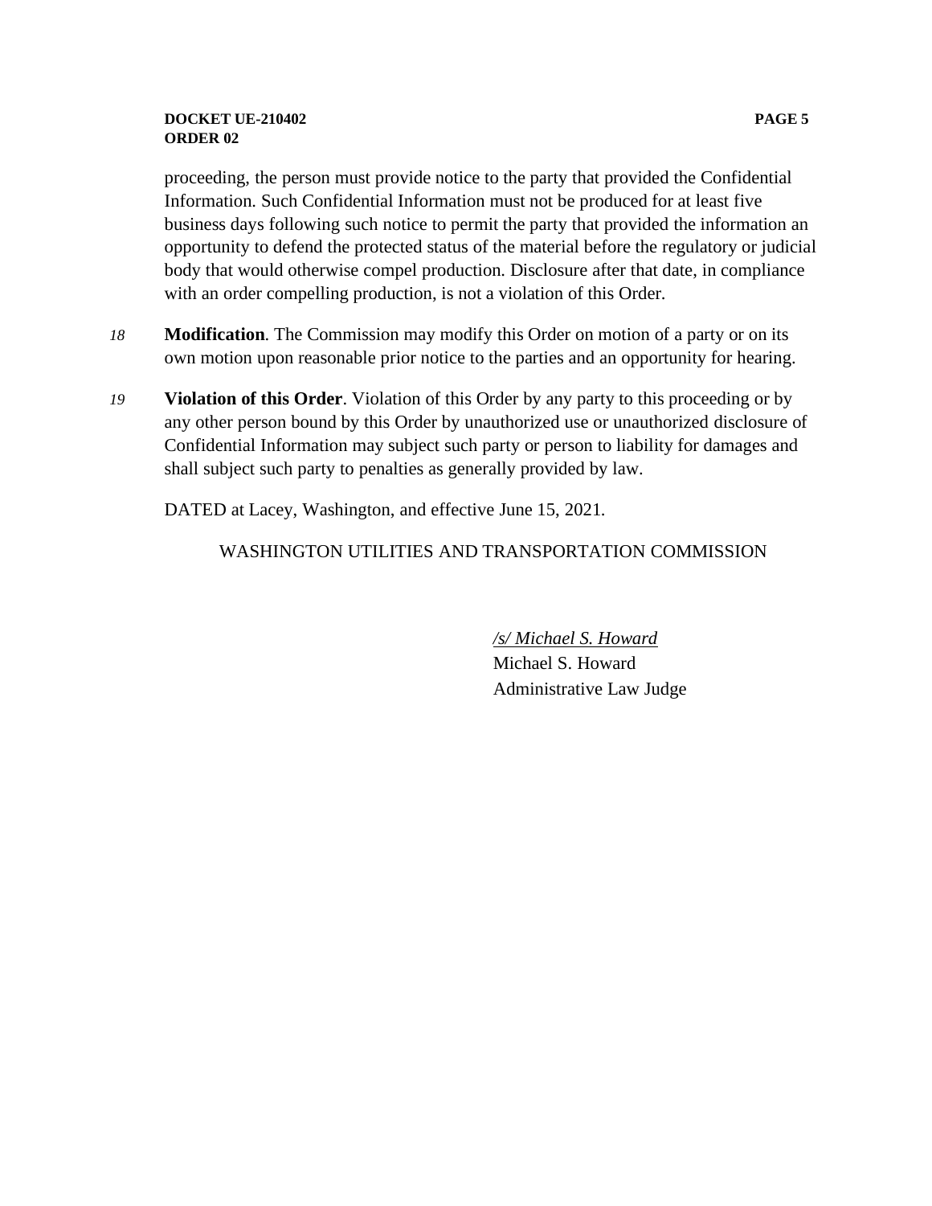proceeding, the person must provide notice to the party that provided the Confidential Information. Such Confidential Information must not be produced for at least five business days following such notice to permit the party that provided the information an opportunity to defend the protected status of the material before the regulatory or judicial body that would otherwise compel production. Disclosure after that date, in compliance with an order compelling production, is not a violation of this Order.

*18* **Modification**. The Commission may modify this Order on motion of a party or on its own motion upon reasonable prior notice to the parties and an opportunity for hearing.

*19* **Violation of this Order**. Violation of this Order by any party to this proceeding or by any other person bound by this Order by unauthorized use or unauthorized disclosure of Confidential Information may subject such party or person to liability for damages and shall subject such party to penalties as generally provided by law.

DATED at Lacey, Washington, and effective June 15, 2021.

WASHINGTON UTILITIES AND TRANSPORTATION COMMISSION

*/s/ Michael S. Howard*
Michael S. Howard
Administrative Law Judge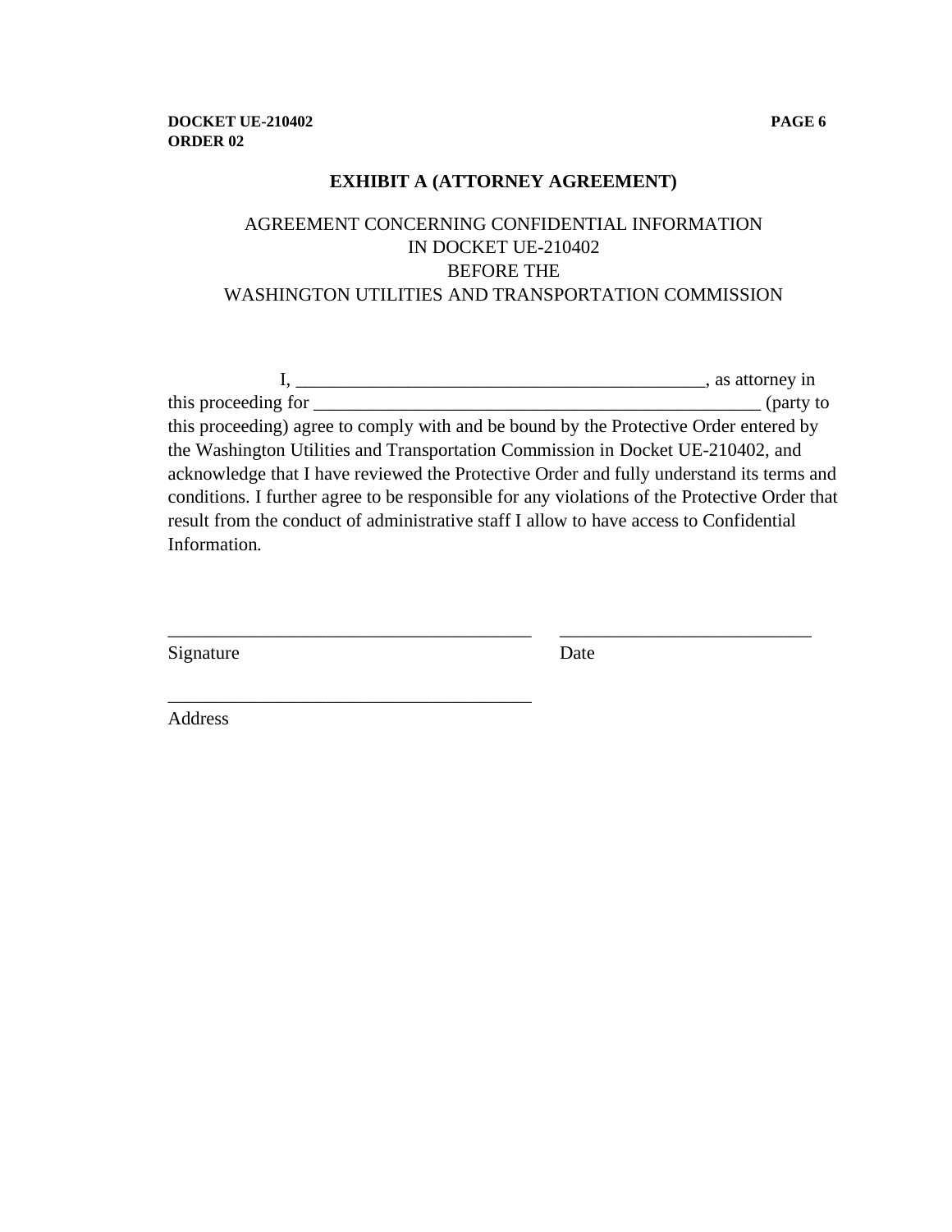## EXHIBIT A (ATTORNEY AGREEMENT)

AGREEMENT CONCERNING CONFIDENTIAL INFORMATION
IN DOCKET UE-210402
BEFORE THE
WASHINGTON UTILITIES AND TRANSPORTATION COMMISSION

I, _____________________________________________, as attorney in this proceeding for __________________________________________________ (party to this proceeding) agree to comply with and be bound by the Protective Order entered by the Washington Utilities and Transportation Commission in Docket UE-210402, and acknowledge that I have reviewed the Protective Order and fully understand its terms and conditions. I further agree to be responsible for any violations of the Protective Order that result from the conduct of administrative staff I allow to have access to Confidential Information.

________________________________________ ___________________________

Signature Date

________________________________________

Address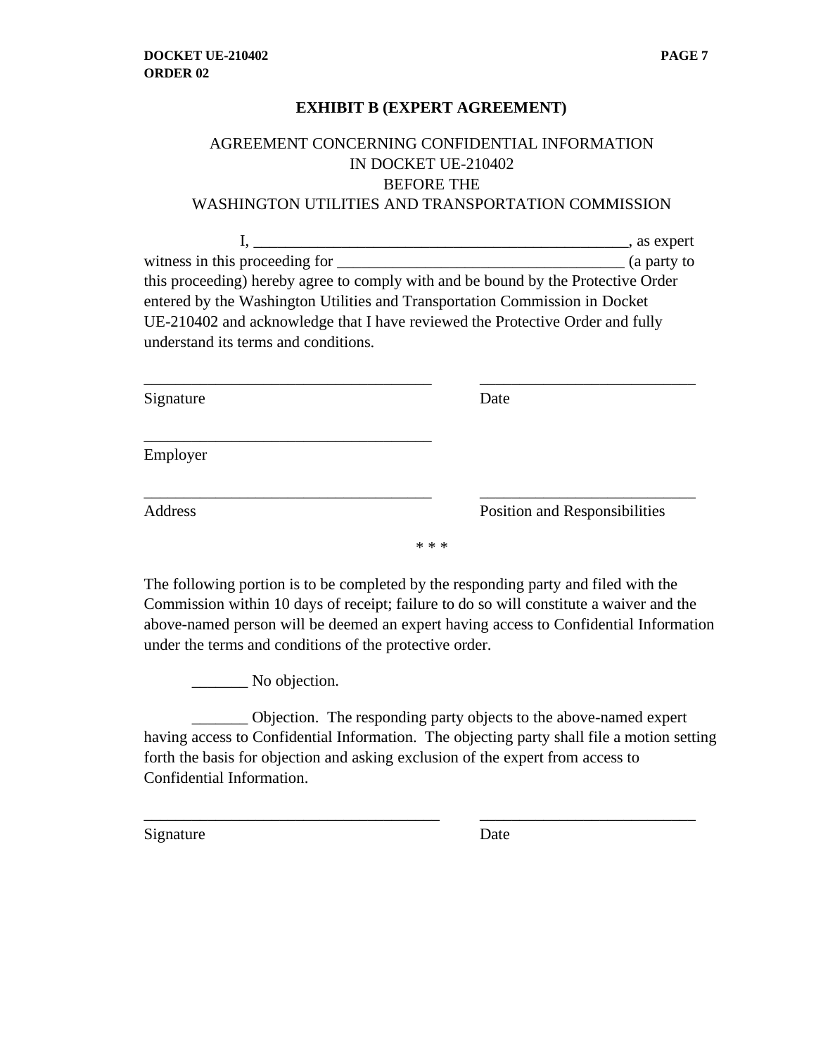**EXHIBIT B (EXPERT AGREEMENT)**

AGREEMENT CONCERNING CONFIDENTIAL INFORMATION
IN DOCKET UE-210402
BEFORE THE
WASHINGTON UTILITIES AND TRANSPORTATION COMMISSION

I, ________________________________________________, as expert witness in this proceeding for ___________________________________ (a party to this proceeding) hereby agree to comply with and be bound by the Protective Order entered by the Washington Utilities and Transportation Commission in Docket UE-210402 and acknowledge that I have reviewed the Protective Order and fully understand its terms and conditions.

____________________________________ ___________________________
Signature Date

____________________________________
Employer

____________________________________ ___________________________
Address Position and Responsibilities

* * *

The following portion is to be completed by the responding party and filed with the Commission within 10 days of receipt; failure to do so will constitute a waiver and the above-named person will be deemed an expert having access to Confidential Information under the terms and conditions of the protective order.

_______ No objection.

_______ Objection. The responding party objects to the above-named expert having access to Confidential Information. The objecting party shall file a motion setting forth the basis for objection and asking exclusion of the expert from access to Confidential Information.

_____________________________________ ___________________________
Signature Date